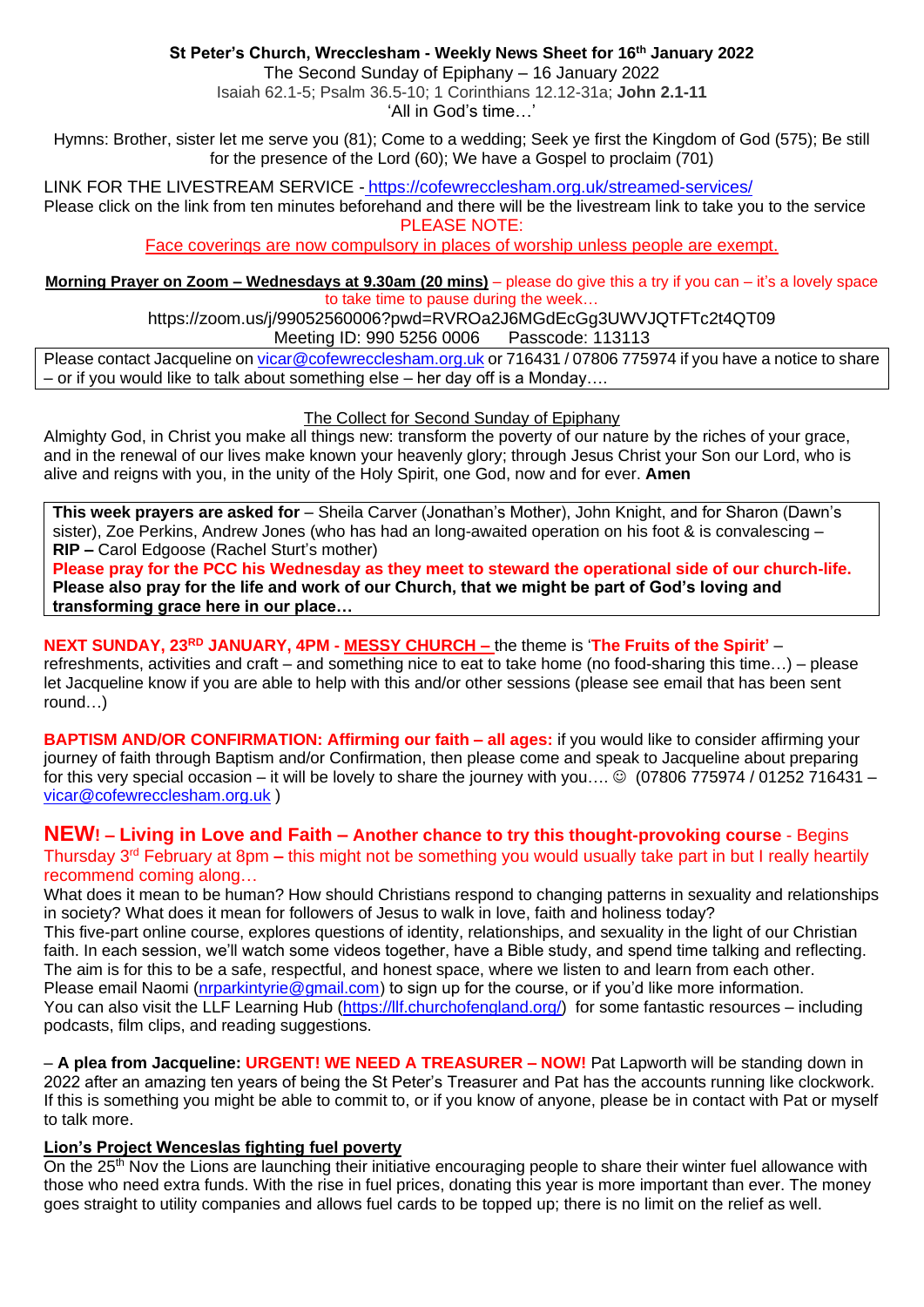**St Peter's Church, Wrecclesham - Weekly News Sheet for 16th January 2022**

The Second Sunday of Epiphany – 16 January 2022

Isaiah 62.1-5; Psalm 36.5-10; 1 Corinthians 12.12-31a; **John 2.1-11**

'All in God's time…'

Hymns: Brother, sister let me serve you (81); Come to a wedding; Seek ye first the Kingdom of God (575); Be still for the presence of the Lord (60); We have a Gospel to proclaim (701)

LINK FOR THE LIVESTREAM SERVICE - https://cofewrecclesham.org.uk/streamed-services/

Please click on the link from ten minutes beforehand and there will be the livestream link to take you to the service

PLEASE NOTE:

Face coverings are now compulsory in places of worship unless people are exempt.

**Morning Prayer on Zoom – Wednesdays at 9.30am (20 mins)** – please do give this a try if you can – it's a lovely space to take time to pause during the week…

https://zoom.us/j/99052560006?pwd=RVROa2J6MGdEcGg3UWVJQTFTc2t4QT09

Meeting ID: 990 5256 0006 Passcode: 113113

Please contact Jacqueline on vicar@cofewrecclesham.org.uk or 716431 / 07806 775974 if you have a notice to share – or if you would like to talk about something else – her day off is a Monday….

The Collect for Second Sunday of Epiphany

Almighty God, in Christ you make all things new: transform the poverty of our nature by the riches of your grace, and in the renewal of our lives make known your heavenly glory; through Jesus Christ your Son our Lord, who is alive and reigns with you, in the unity of the Holy Spirit, one God, now and for ever. **Amen**

**This week prayers are asked for** – Sheila Carver (Jonathan's Mother), John Knight, and for Sharon (Dawn's sister), Zoe Perkins, Andrew Jones (who has had an long-awaited operation on his foot & is convalescing – **RIP –** Carol Edgoose (Rachel Sturt's mother)

**Please pray for the PCC his Wednesday as they meet to steward the operational side of our church-life.**

**Please also pray for the life and work of our Church, that we might be part of God's loving and transforming grace here in our place…**

**NEXT SUNDAY, 23RD JANUARY, 4PM - MESSY CHURCH –** the theme is '**The Fruits of the Spirit'** – refreshments, activities and craft – and something nice to eat to take home (no food-sharing this time…) – please let Jacqueline know if you are able to help with this and/or other sessions (please see email that has been sent round…)

**BAPTISM AND/OR CONFIRMATION: Affirming our faith – all ages:** if you would like to consider affirming your journey of faith through Baptism and/or Confirmation, then please come and speak to Jacqueline about preparing for this very special occasion – it will be lovely to share the journey with you…. ☺ (07806 775974 / 01252 716431 – vicar@cofewrecclesham.org.uk )

**NEW! – Living in Love and Faith – Another chance to try this thought-provoking course** - Begins Thursday 3rd February at 8pm **–** this might not be something you would usually take part in but I really heartily recommend coming along…

What does it mean to be human? How should Christians respond to changing patterns in sexuality and relationships in society? What does it mean for followers of Jesus to walk in love, faith and holiness today?

This five-part online course, explores questions of identity, relationships, and sexuality in the light of our Christian faith. In each session, we'll watch some videos together, have a Bible study, and spend time talking and reflecting. The aim is for this to be a safe, respectful, and honest space, where we listen to and learn from each other.

Please email Naomi (nrparkintyrie@gmail.com) to sign up for the course, or if you'd like more information.

You can also visit the LLF Learning Hub (https://llf.churchofengland.org/) for some fantastic resources – including podcasts, film clips, and reading suggestions.

– **A plea from Jacqueline:** **URGENT! WE NEED A TREASURER – NOW!** Pat Lapworth will be standing down in 2022 after an amazing ten years of being the St Peter's Treasurer and Pat has the accounts running like clockwork. If this is something you might be able to commit to, or if you know of anyone, please be in contact with Pat or myself to talk more.

**Lion's Project Wenceslas fighting fuel poverty**

On the 25th Nov the Lions are launching their initiative encouraging people to share their winter fuel allowance with those who need extra funds. With the rise in fuel prices, donating this year is more important than ever. The money goes straight to utility companies and allows fuel cards to be topped up; there is no limit on the relief as well.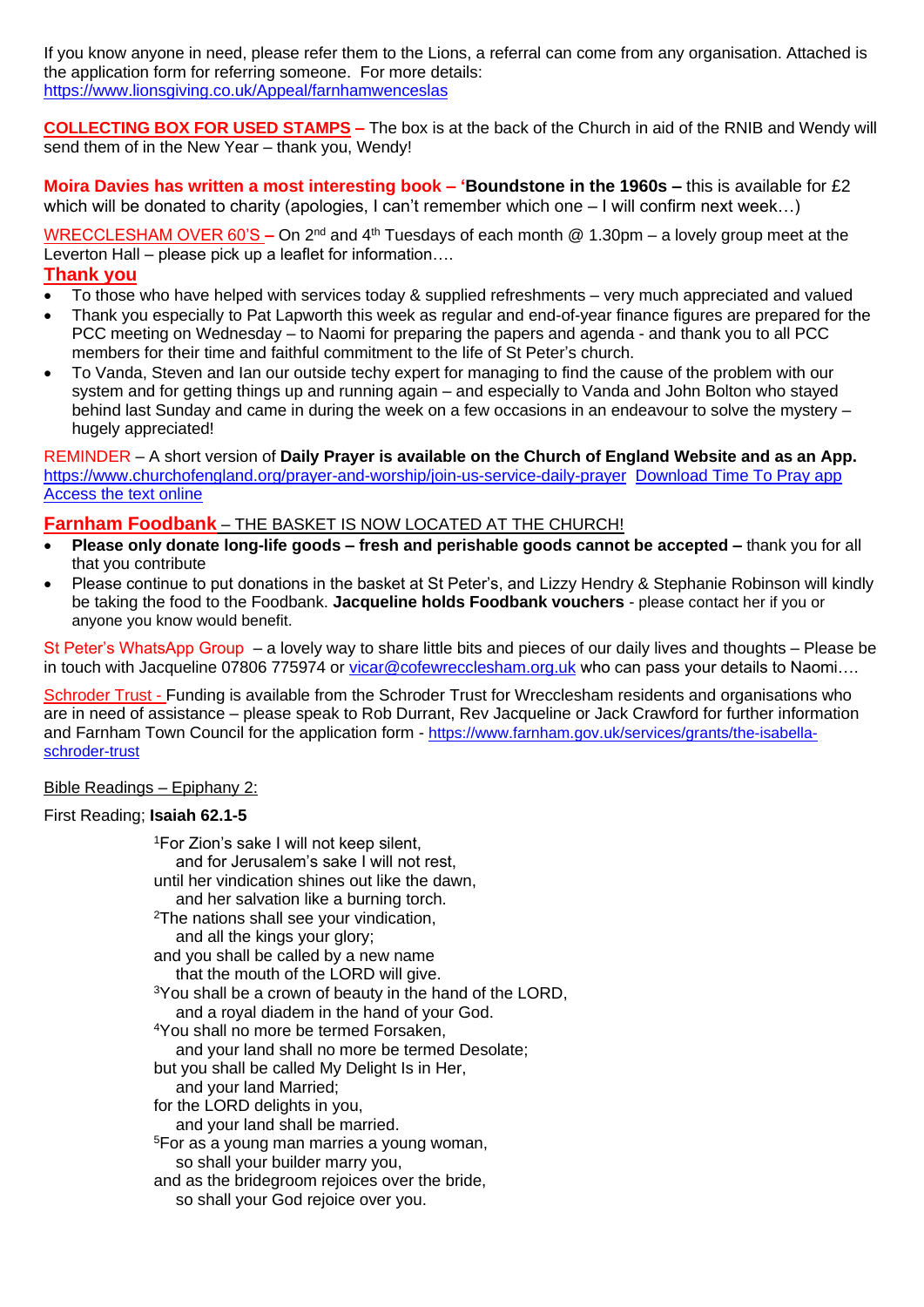If you know anyone in need, please refer them to the Lions, a referral can come from any organisation. Attached is the application form for referring someone. For more details: https://www.lionsgiving.co.uk/Appeal/farnhamwenceslas

**COLLECTING BOX FOR USED STAMPS –** The box is at the back of the Church in aid of the RNIB and Wendy will send them of in the New Year – thank you, Wendy!

**Moira Davies has written a most interesting book – 'Boundstone in the 1960s –** this is available for £2 which will be donated to charity (apologies, I can't remember which one – I will confirm next week…)

WRECCLESHAM OVER 60'S – On 2nd and 4th Tuesdays of each month @ 1.30pm – a lovely group meet at the Leverton Hall – please pick up a leaflet for information….

## Thank you

- To those who have helped with services today & supplied refreshments – very much appreciated and valued
- Thank you especially to Pat Lapworth this week as regular and end-of-year finance figures are prepared for the PCC meeting on Wednesday – to Naomi for preparing the papers and agenda - and thank you to all PCC members for their time and faithful commitment to the life of St Peter's church.
- To Vanda, Steven and Ian our outside techy expert for managing to find the cause of the problem with our system and for getting things up and running again – and especially to Vanda and John Bolton who stayed behind last Sunday and came in during the week on a few occasions in an endeavour to solve the mystery – hugely appreciated!

REMINDER – A short version of **Daily Prayer is available on the Church of England Website and as an App.** https://www.churchofengland.org/prayer-and-worship/join-us-service-daily-prayer Download Time To Pray app Access the text online

## Farnham Foodbank – THE BASKET IS NOW LOCATED AT THE CHURCH!

- **Please only donate long-life goods – fresh and perishable goods cannot be accepted –** thank you for all that you contribute
- Please continue to put donations in the basket at St Peter's, and Lizzy Hendry & Stephanie Robinson will kindly be taking the food to the Foodbank. **Jacqueline holds Foodbank vouchers** - please contact her if you or anyone you know would benefit.

St Peter's WhatsApp Group – a lovely way to share little bits and pieces of our daily lives and thoughts – Please be in touch with Jacqueline 07806 775974 or vicar@cofewrecclesham.org.uk who can pass your details to Naomi….

Schroder Trust - Funding is available from the Schroder Trust for Wrecclesham residents and organisations who are in need of assistance – please speak to Rob Durrant, Rev Jacqueline or Jack Crawford for further information and Farnham Town Council for the application form - https://www.farnham.gov.uk/services/grants/the-isabella-schroder-trust

Bible Readings – Epiphany 2:

First Reading; **Isaiah 62.1-5**

[1]For Zion's sake I will not keep silent,
and for Jerusalem's sake I will not rest,
until her vindication shines out like the dawn,
and her salvation like a burning torch.
[2]The nations shall see your vindication,
and all the kings your glory;
and you shall be called by a new name
that the mouth of the LORD will give.
[3]You shall be a crown of beauty in the hand of the LORD,
and a royal diadem in the hand of your God.
[4]You shall no more be termed Forsaken,
and your land shall no more be termed Desolate;
but you shall be called My Delight Is in Her,
and your land Married;
for the LORD delights in you,
and your land shall be married.
[5]For as a young man marries a young woman,
so shall your builder marry you,
and as the bridegroom rejoices over the bride,
so shall your God rejoice over you.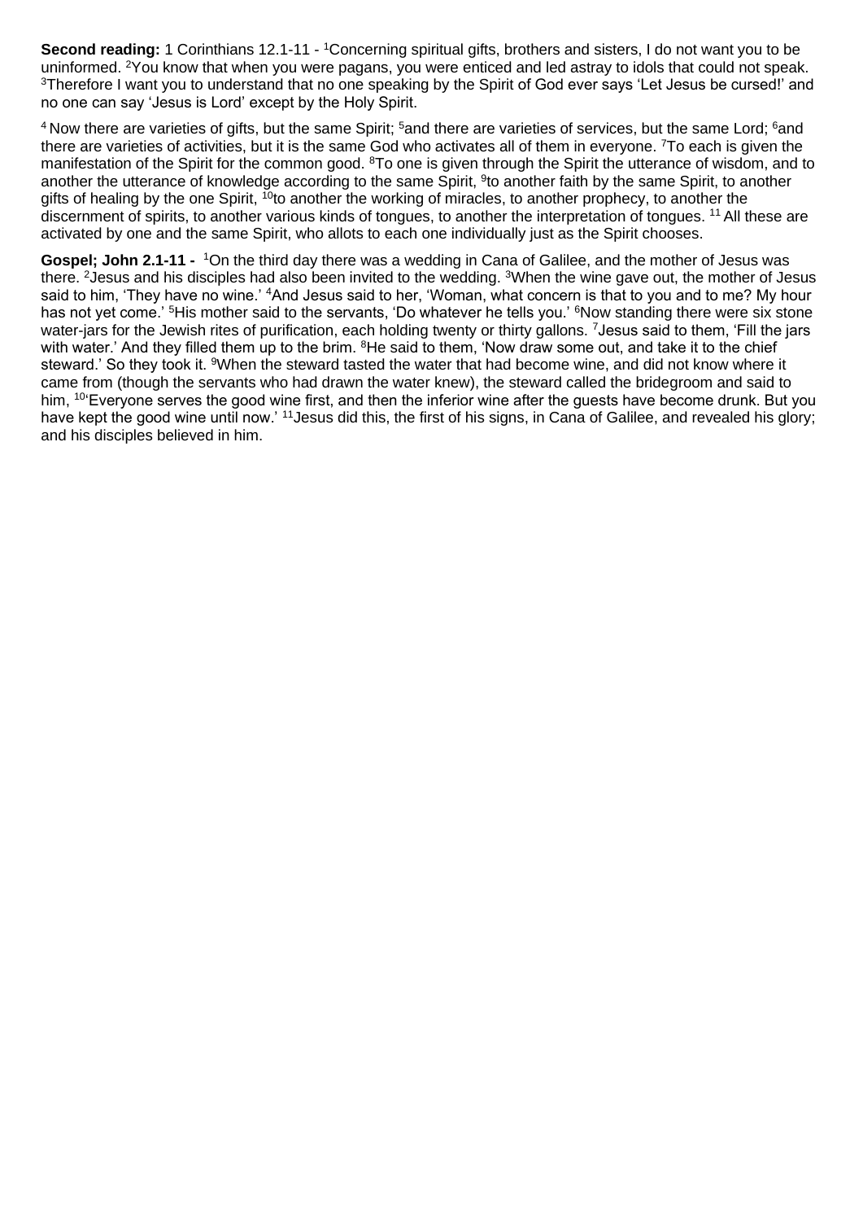**Second reading:** 1 Corinthians 12.1-11 - [1]Concerning spiritual gifts, brothers and sisters, I do not want you to be uninformed. [2]You know that when you were pagans, you were enticed and led astray to idols that could not speak. [3]Therefore I want you to understand that no one speaking by the Spirit of God ever says 'Let Jesus be cursed!' and no one can say 'Jesus is Lord' except by the Holy Spirit.

[4] Now there are varieties of gifts, but the same Spirit; [5]and there are varieties of services, but the same Lord; [6]and there are varieties of activities, but it is the same God who activates all of them in everyone. [7]To each is given the manifestation of the Spirit for the common good. [8]To one is given through the Spirit the utterance of wisdom, and to another the utterance of knowledge according to the same Spirit, [9]to another faith by the same Spirit, to another gifts of healing by the one Spirit, [10]to another the working of miracles, to another prophecy, to another the discernment of spirits, to another various kinds of tongues, to another the interpretation of tongues. [11] All these are activated by one and the same Spirit, who allots to each one individually just as the Spirit chooses.

**Gospel; John 2.1-11 -** [1]On the third day there was a wedding in Cana of Galilee, and the mother of Jesus was there. [2]Jesus and his disciples had also been invited to the wedding. [3]When the wine gave out, the mother of Jesus said to him, 'They have no wine.' [4]And Jesus said to her, 'Woman, what concern is that to you and to me? My hour has not yet come.' [5]His mother said to the servants, 'Do whatever he tells you.' [6]Now standing there were six stone water-jars for the Jewish rites of purification, each holding twenty or thirty gallons. [7]Jesus said to them, 'Fill the jars with water.' And they filled them up to the brim. [8]He said to them, 'Now draw some out, and take it to the chief steward.' So they took it. [9]When the steward tasted the water that had become wine, and did not know where it came from (though the servants who had drawn the water knew), the steward called the bridegroom and said to him, [10]'Everyone serves the good wine first, and then the inferior wine after the guests have become drunk. But you have kept the good wine until now.' [11]Jesus did this, the first of his signs, in Cana of Galilee, and revealed his glory; and his disciples believed in him.